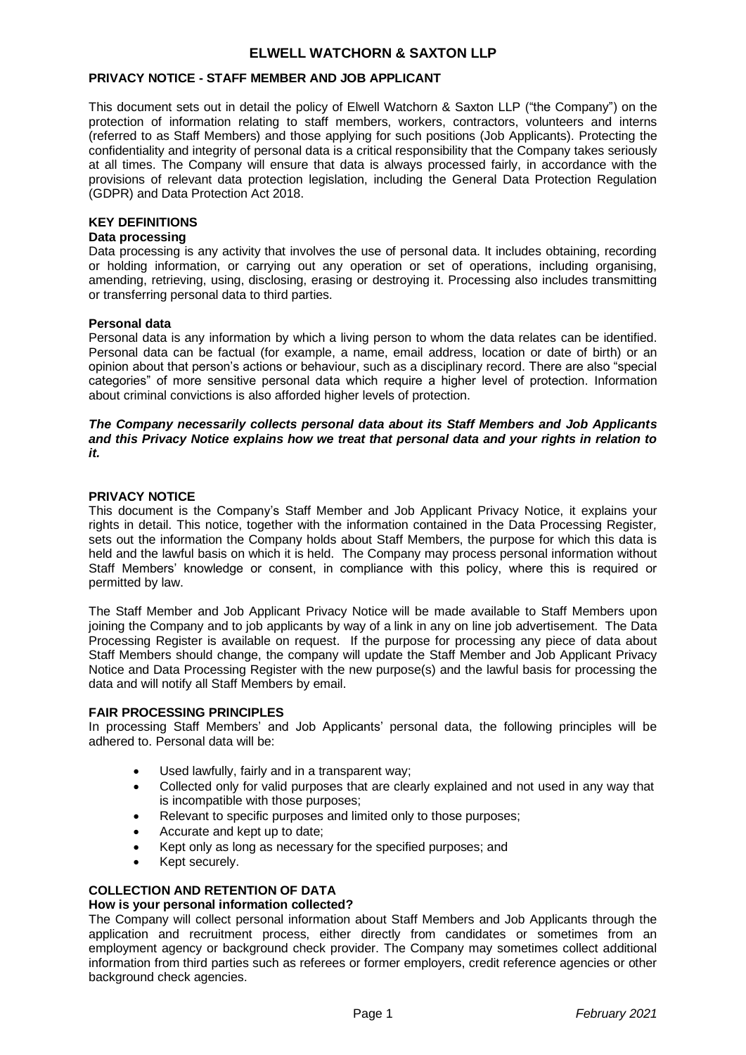# ELWELL WATCHORN & SAXTON LLP

## PRIVACY NOTICE - STAFF MEMBER AND JOB APPLICANT

This document sets out in detail the policy of Elwell Watchorn & Saxton LLP ("the Company") on the protection of information relating to staff members, workers, contractors, volunteers and interns (referred to as Staff Members) and those applying for such positions (Job Applicants). Protecting the confidentiality and integrity of personal data is a critical responsibility that the Company takes seriously at all times. The Company will ensure that data is always processed fairly, in accordance with the provisions of relevant data protection legislation, including the General Data Protection Regulation (GDPR) and Data Protection Act 2018.

## KEY DEFINITIONS

### Data processing

Data processing is any activity that involves the use of personal data. It includes obtaining, recording or holding information, or carrying out any operation or set of operations, including organising, amending, retrieving, using, disclosing, erasing or destroying it. Processing also includes transmitting or transferring personal data to third parties.

### Personal data

Personal data is any information by which a living person to whom the data relates can be identified. Personal data can be factual (for example, a name, email address, location or date of birth) or an opinion about that person's actions or behaviour, such as a disciplinary record. There are also "special categories" of more sensitive personal data which require a higher level of protection. Information about criminal convictions is also afforded higher levels of protection.

***The Company necessarily collects personal data about its Staff Members and Job Applicants and this Privacy Notice explains how we treat that personal data and your rights in relation to it.***

## PRIVACY NOTICE

This document is the Company's Staff Member and Job Applicant Privacy Notice, it explains your rights in detail. This notice, together with the information contained in the Data Processing Register, sets out the information the Company holds about Staff Members, the purpose for which this data is held and the lawful basis on which it is held. The Company may process personal information without Staff Members' knowledge or consent, in compliance with this policy, where this is required or permitted by law.

The Staff Member and Job Applicant Privacy Notice will be made available to Staff Members upon joining the Company and to job applicants by way of a link in any on line job advertisement. The Data Processing Register is available on request. If the purpose for processing any piece of data about Staff Members should change, the company will update the Staff Member and Job Applicant Privacy Notice and Data Processing Register with the new purpose(s) and the lawful basis for processing the data and will notify all Staff Members by email.

## FAIR PROCESSING PRINCIPLES

In processing Staff Members' and Job Applicants' personal data, the following principles will be adhered to. Personal data will be:

- Used lawfully, fairly and in a transparent way;
- Collected only for valid purposes that are clearly explained and not used in any way that is incompatible with those purposes;
- Relevant to specific purposes and limited only to those purposes;
- Accurate and kept up to date;
- Kept only as long as necessary for the specified purposes; and
- Kept securely.

## COLLECTION AND RETENTION OF DATA

### How is your personal information collected?

The Company will collect personal information about Staff Members and Job Applicants through the application and recruitment process, either directly from candidates or sometimes from an employment agency or background check provider. The Company may sometimes collect additional information from third parties such as referees or former employers, credit reference agencies or other background check agencies.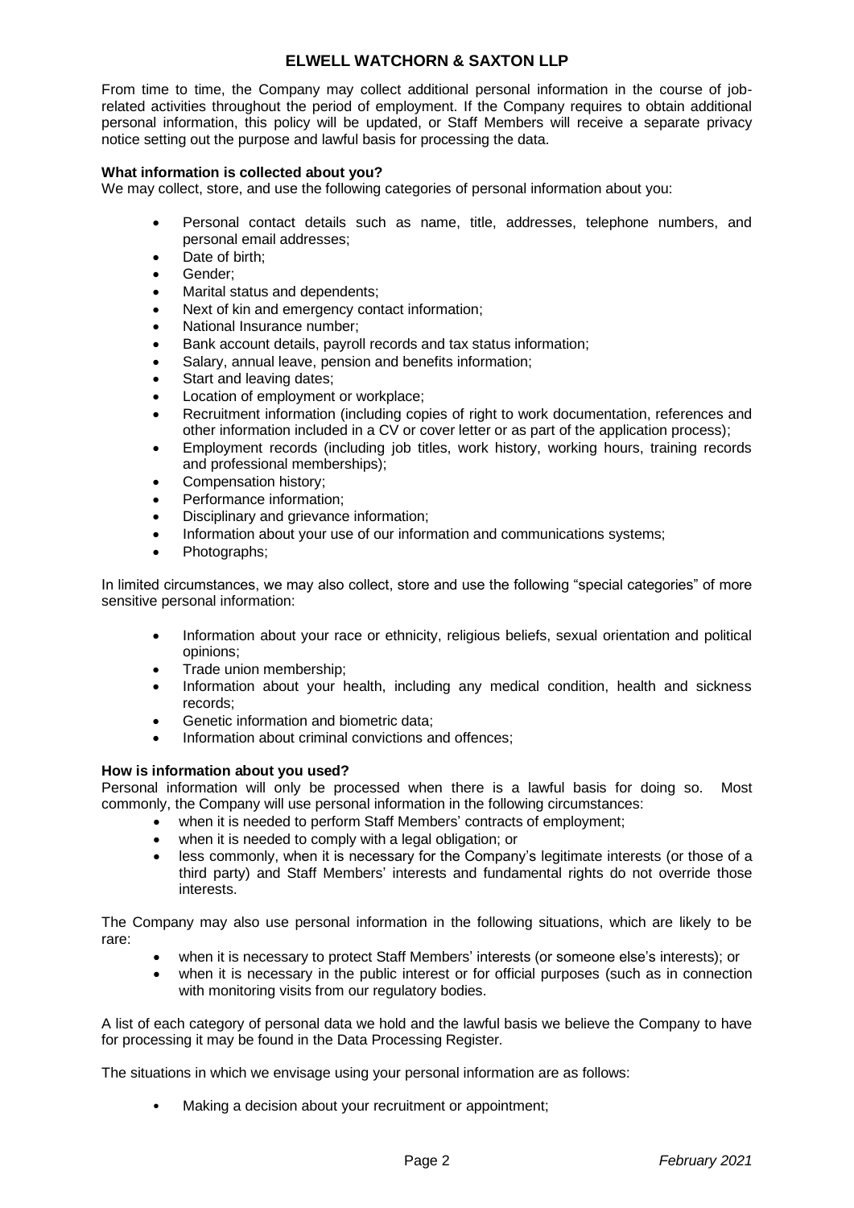From time to time, the Company may collect additional personal information in the course of job-related activities throughout the period of employment. If the Company requires to obtain additional personal information, this policy will be updated, or Staff Members will receive a separate privacy notice setting out the purpose and lawful basis for processing the data.

**What information is collected about you?**

We may collect, store, and use the following categories of personal information about you:

- Personal contact details such as name, title, addresses, telephone numbers, and personal email addresses;
- Date of birth;
- Gender;
- Marital status and dependents;
- Next of kin and emergency contact information;
- National Insurance number;
- Bank account details, payroll records and tax status information;
- Salary, annual leave, pension and benefits information;
- Start and leaving dates;
- Location of employment or workplace;
- Recruitment information (including copies of right to work documentation, references and other information included in a CV or cover letter or as part of the application process);
- Employment records (including job titles, work history, working hours, training records and professional memberships);
- Compensation history;
- Performance information;
- Disciplinary and grievance information;
- Information about your use of our information and communications systems;
- Photographs;

In limited circumstances, we may also collect, store and use the following "special categories" of more sensitive personal information:

- Information about your race or ethnicity, religious beliefs, sexual orientation and political opinions;
- Trade union membership;
- Information about your health, including any medical condition, health and sickness records;
- Genetic information and biometric data;
- Information about criminal convictions and offences;

**How is information about you used?**

Personal information will only be processed when there is a lawful basis for doing so. Most commonly, the Company will use personal information in the following circumstances:

- when it is needed to perform Staff Members' contracts of employment;
- when it is needed to comply with a legal obligation; or
- less commonly, when it is necessary for the Company's legitimate interests (or those of a third party) and Staff Members' interests and fundamental rights do not override those interests.

The Company may also use personal information in the following situations, which are likely to be rare:

- when it is necessary to protect Staff Members' interests (or someone else's interests); or
- when it is necessary in the public interest or for official purposes (such as in connection with monitoring visits from our regulatory bodies.

A list of each category of personal data we hold and the lawful basis we believe the Company to have for processing it may be found in the Data Processing Register.

The situations in which we envisage using your personal information are as follows:

- Making a decision about your recruitment or appointment;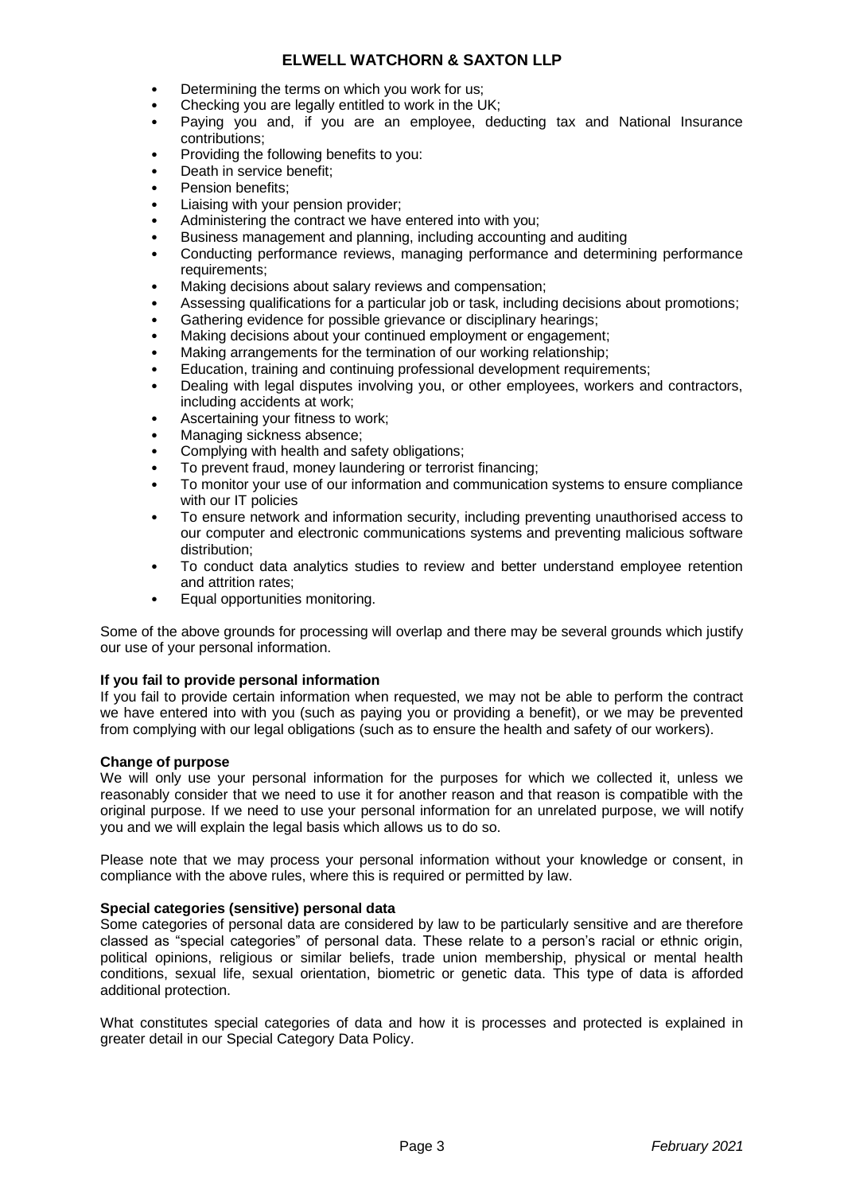- Determining the terms on which you work for us;
- Checking you are legally entitled to work in the UK;
- Paying you and, if you are an employee, deducting tax and National Insurance contributions;
- Providing the following benefits to you:
- Death in service benefit;
- Pension benefits;
- Liaising with your pension provider;
- Administering the contract we have entered into with you;
- Business management and planning, including accounting and auditing
- Conducting performance reviews, managing performance and determining performance requirements;
- Making decisions about salary reviews and compensation;
- Assessing qualifications for a particular job or task, including decisions about promotions;
- Gathering evidence for possible grievance or disciplinary hearings;
- Making decisions about your continued employment or engagement;
- Making arrangements for the termination of our working relationship;
- Education, training and continuing professional development requirements;
- Dealing with legal disputes involving you, or other employees, workers and contractors, including accidents at work;
- Ascertaining your fitness to work;
- Managing sickness absence;
- Complying with health and safety obligations;
- To prevent fraud, money laundering or terrorist financing;
- To monitor your use of our information and communication systems to ensure compliance with our IT policies
- To ensure network and information security, including preventing unauthorised access to our computer and electronic communications systems and preventing malicious software distribution;
- To conduct data analytics studies to review and better understand employee retention and attrition rates;
- Equal opportunities monitoring.

Some of the above grounds for processing will overlap and there may be several grounds which justify our use of your personal information.

**If you fail to provide personal information**

If you fail to provide certain information when requested, we may not be able to perform the contract we have entered into with you (such as paying you or providing a benefit), or we may be prevented from complying with our legal obligations (such as to ensure the health and safety of our workers).

**Change of purpose**

We will only use your personal information for the purposes for which we collected it, unless we reasonably consider that we need to use it for another reason and that reason is compatible with the original purpose. If we need to use your personal information for an unrelated purpose, we will notify you and we will explain the legal basis which allows us to do so.

Please note that we may process your personal information without your knowledge or consent, in compliance with the above rules, where this is required or permitted by law.

**Special categories (sensitive) personal data**

Some categories of personal data are considered by law to be particularly sensitive and are therefore classed as "special categories" of personal data. These relate to a person's racial or ethnic origin, political opinions, religious or similar beliefs, trade union membership, physical or mental health conditions, sexual life, sexual orientation, biometric or genetic data. This type of data is afforded additional protection.

What constitutes special categories of data and how it is processes and protected is explained in greater detail in our Special Category Data Policy.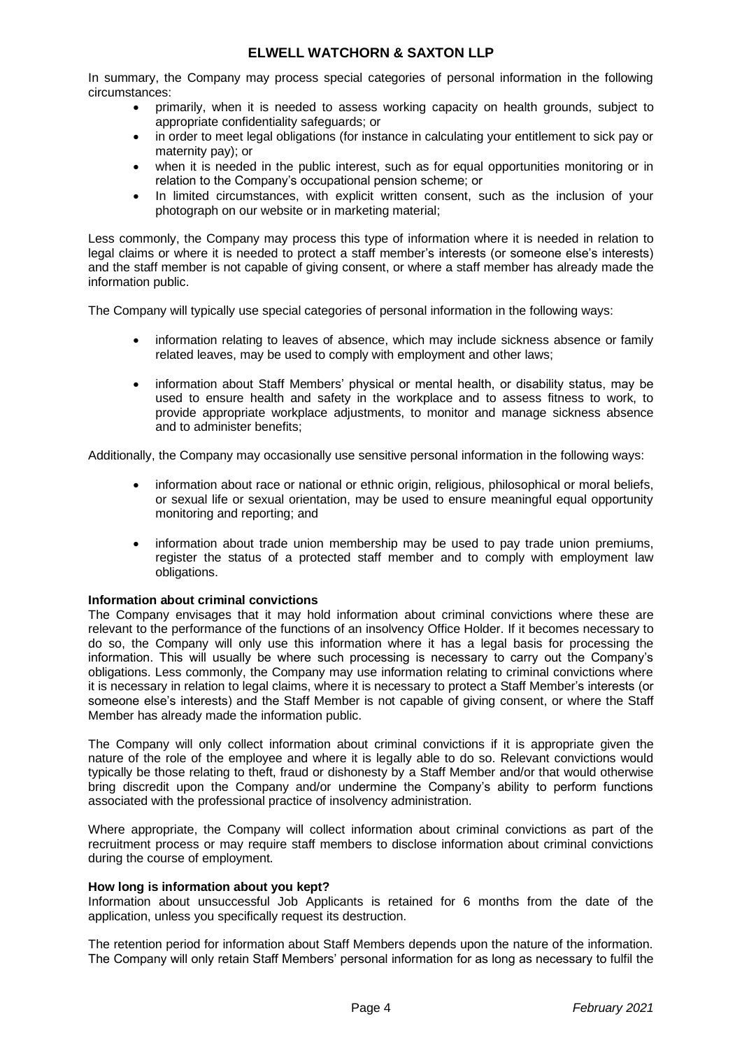In summary, the Company may process special categories of personal information in the following circumstances:

- primarily, when it is needed to assess working capacity on health grounds, subject to appropriate confidentiality safeguards; or
- in order to meet legal obligations (for instance in calculating your entitlement to sick pay or maternity pay); or
- when it is needed in the public interest, such as for equal opportunities monitoring or in relation to the Company's occupational pension scheme; or
- In limited circumstances, with explicit written consent, such as the inclusion of your photograph on our website or in marketing material;

Less commonly, the Company may process this type of information where it is needed in relation to legal claims or where it is needed to protect a staff member's interests (or someone else's interests) and the staff member is not capable of giving consent, or where a staff member has already made the information public.

The Company will typically use special categories of personal information in the following ways:

- information relating to leaves of absence, which may include sickness absence or family related leaves, may be used to comply with employment and other laws;
- information about Staff Members' physical or mental health, or disability status, may be used to ensure health and safety in the workplace and to assess fitness to work, to provide appropriate workplace adjustments, to monitor and manage sickness absence and to administer benefits;

Additionally, the Company may occasionally use sensitive personal information in the following ways:

- information about race or national or ethnic origin, religious, philosophical or moral beliefs, or sexual life or sexual orientation, may be used to ensure meaningful equal opportunity monitoring and reporting; and
- information about trade union membership may be used to pay trade union premiums, register the status of a protected staff member and to comply with employment law obligations.

**Information about criminal convictions**

The Company envisages that it may hold information about criminal convictions where these are relevant to the performance of the functions of an insolvency Office Holder. If it becomes necessary to do so, the Company will only use this information where it has a legal basis for processing the information. This will usually be where such processing is necessary to carry out the Company's obligations. Less commonly, the Company may use information relating to criminal convictions where it is necessary in relation to legal claims, where it is necessary to protect a Staff Member's interests (or someone else's interests) and the Staff Member is not capable of giving consent, or where the Staff Member has already made the information public.

The Company will only collect information about criminal convictions if it is appropriate given the nature of the role of the employee and where it is legally able to do so. Relevant convictions would typically be those relating to theft, fraud or dishonesty by a Staff Member and/or that would otherwise bring discredit upon the Company and/or undermine the Company's ability to perform functions associated with the professional practice of insolvency administration.

Where appropriate, the Company will collect information about criminal convictions as part of the recruitment process or may require staff members to disclose information about criminal convictions during the course of employment.

**How long is information about you kept?**

Information about unsuccessful Job Applicants is retained for 6 months from the date of the application, unless you specifically request its destruction.

The retention period for information about Staff Members depends upon the nature of the information. The Company will only retain Staff Members' personal information for as long as necessary to fulfil the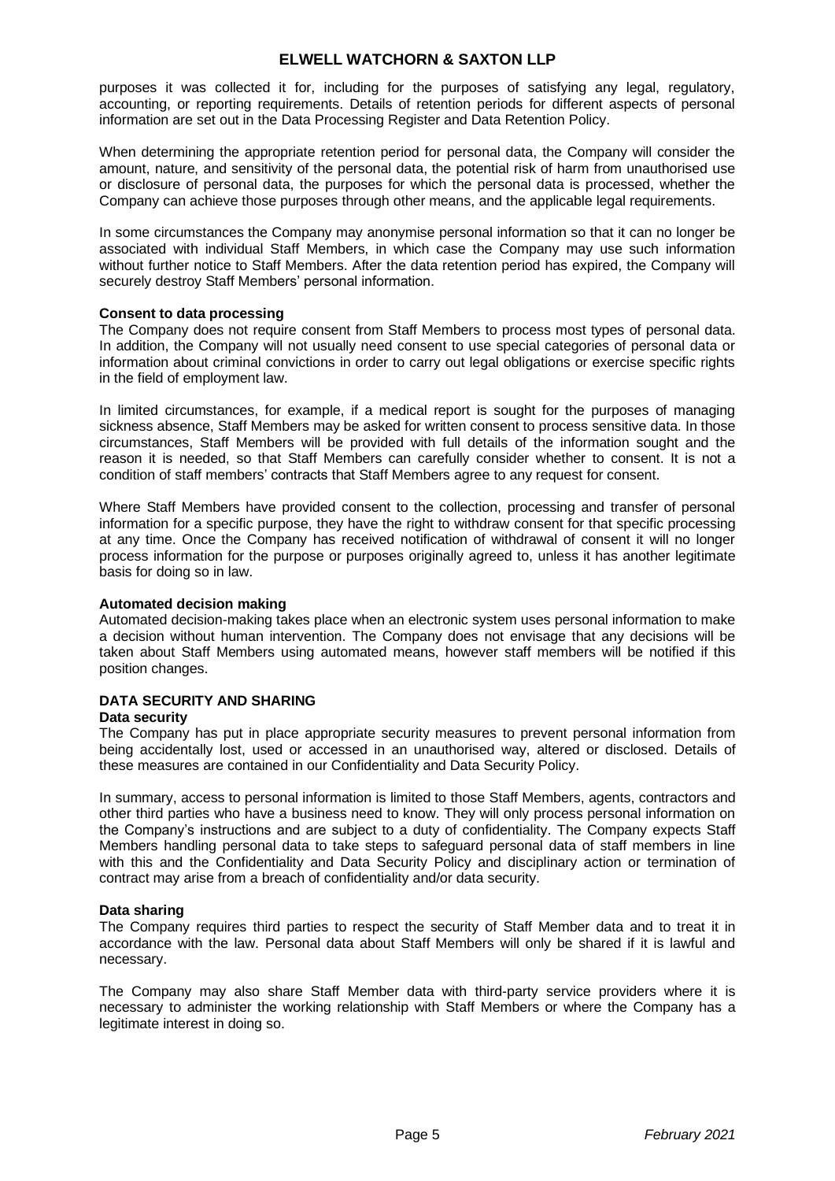purposes it was collected it for, including for the purposes of satisfying any legal, regulatory, accounting, or reporting requirements. Details of retention periods for different aspects of personal information are set out in the Data Processing Register and Data Retention Policy.

When determining the appropriate retention period for personal data, the Company will consider the amount, nature, and sensitivity of the personal data, the potential risk of harm from unauthorised use or disclosure of personal data, the purposes for which the personal data is processed, whether the Company can achieve those purposes through other means, and the applicable legal requirements.

In some circumstances the Company may anonymise personal information so that it can no longer be associated with individual Staff Members, in which case the Company may use such information without further notice to Staff Members. After the data retention period has expired, the Company will securely destroy Staff Members' personal information.

**Consent to data processing**
The Company does not require consent from Staff Members to process most types of personal data. In addition, the Company will not usually need consent to use special categories of personal data or information about criminal convictions in order to carry out legal obligations or exercise specific rights in the field of employment law.

In limited circumstances, for example, if a medical report is sought for the purposes of managing sickness absence, Staff Members may be asked for written consent to process sensitive data. In those circumstances, Staff Members will be provided with full details of the information sought and the reason it is needed, so that Staff Members can carefully consider whether to consent. It is not a condition of staff members' contracts that Staff Members agree to any request for consent.

Where Staff Members have provided consent to the collection, processing and transfer of personal information for a specific purpose, they have the right to withdraw consent for that specific processing at any time. Once the Company has received notification of withdrawal of consent it will no longer process information for the purpose or purposes originally agreed to, unless it has another legitimate basis for doing so in law.

**Automated decision making**
Automated decision-making takes place when an electronic system uses personal information to make a decision without human intervention. The Company does not envisage that any decisions will be taken about Staff Members using automated means, however staff members will be notified if this position changes.

## DATA SECURITY AND SHARING

**Data security**
The Company has put in place appropriate security measures to prevent personal information from being accidentally lost, used or accessed in an unauthorised way, altered or disclosed. Details of these measures are contained in our Confidentiality and Data Security Policy.

In summary, access to personal information is limited to those Staff Members, agents, contractors and other third parties who have a business need to know. They will only process personal information on the Company's instructions and are subject to a duty of confidentiality. The Company expects Staff Members handling personal data to take steps to safeguard personal data of staff members in line with this and the Confidentiality and Data Security Policy and disciplinary action or termination of contract may arise from a breach of confidentiality and/or data security.

**Data sharing**
The Company requires third parties to respect the security of Staff Member data and to treat it in accordance with the law. Personal data about Staff Members will only be shared if it is lawful and necessary.

The Company may also share Staff Member data with third-party service providers where it is necessary to administer the working relationship with Staff Members or where the Company has a legitimate interest in doing so.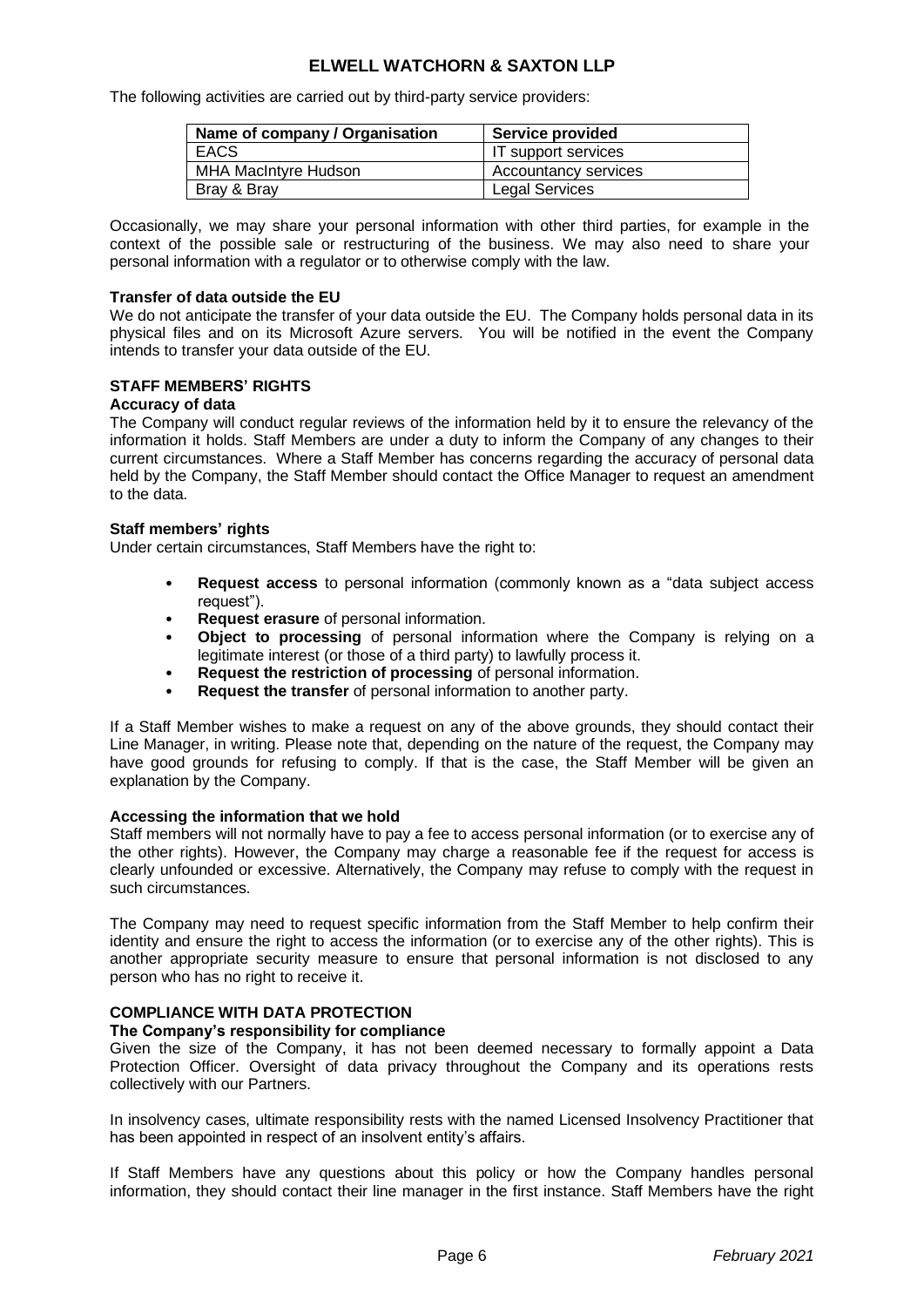The following activities are carried out by third-party service providers:

| Name of company / Organisation | Service provided |
| --- | --- |
| EACS | IT support services |
| MHA MacIntyre Hudson | Accountancy services |
| Bray & Bray | Legal Services |

Occasionally, we may share your personal information with other third parties, for example in the context of the possible sale or restructuring of the business. We may also need to share your personal information with a regulator or to otherwise comply with the law.

**Transfer of data outside the EU**

We do not anticipate the transfer of your data outside the EU. The Company holds personal data in its physical files and on its Microsoft Azure servers. You will be notified in the event the Company intends to transfer your data outside of the EU.

## STAFF MEMBERS' RIGHTS

**Accuracy of data**

The Company will conduct regular reviews of the information held by it to ensure the relevancy of the information it holds. Staff Members are under a duty to inform the Company of any changes to their current circumstances. Where a Staff Member has concerns regarding the accuracy of personal data held by the Company, the Staff Member should contact the Office Manager to request an amendment to the data.

**Staff members' rights**

Under certain circumstances, Staff Members have the right to:

- **Request access** to personal information (commonly known as a "data subject access request").
- **Request erasure** of personal information.
- **Object to processing** of personal information where the Company is relying on a legitimate interest (or those of a third party) to lawfully process it.
- **Request the restriction of processing** of personal information.
- **Request the transfer** of personal information to another party.

If a Staff Member wishes to make a request on any of the above grounds, they should contact their Line Manager, in writing. Please note that, depending on the nature of the request, the Company may have good grounds for refusing to comply. If that is the case, the Staff Member will be given an explanation by the Company.

**Accessing the information that we hold**

Staff members will not normally have to pay a fee to access personal information (or to exercise any of the other rights). However, the Company may charge a reasonable fee if the request for access is clearly unfounded or excessive. Alternatively, the Company may refuse to comply with the request in such circumstances.

The Company may need to request specific information from the Staff Member to help confirm their identity and ensure the right to access the information (or to exercise any of the other rights). This is another appropriate security measure to ensure that personal information is not disclosed to any person who has no right to receive it.

## COMPLIANCE WITH DATA PROTECTION

**The Company's responsibility for compliance**

Given the size of the Company, it has not been deemed necessary to formally appoint a Data Protection Officer. Oversight of data privacy throughout the Company and its operations rests collectively with our Partners.

In insolvency cases, ultimate responsibility rests with the named Licensed Insolvency Practitioner that has been appointed in respect of an insolvent entity's affairs.

If Staff Members have any questions about this policy or how the Company handles personal information, they should contact their line manager in the first instance. Staff Members have the right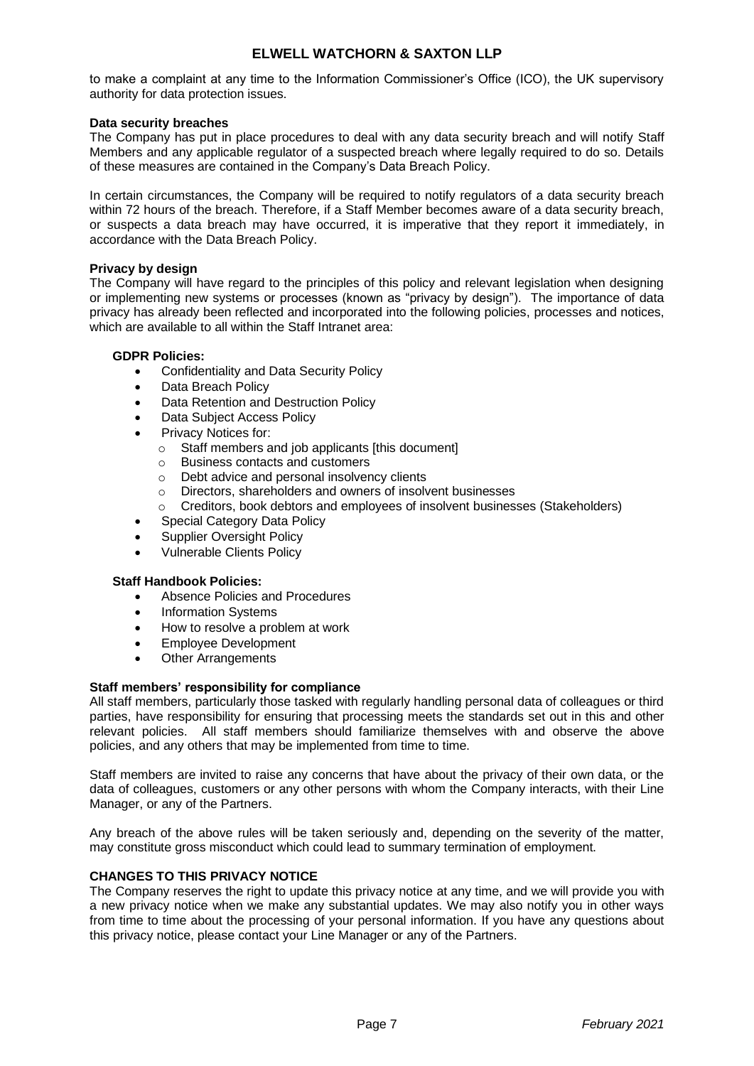to make a complaint at any time to the Information Commissioner's Office (ICO), the UK supervisory authority for data protection issues.

**Data security breaches**

The Company has put in place procedures to deal with any data security breach and will notify Staff Members and any applicable regulator of a suspected breach where legally required to do so. Details of these measures are contained in the Company's Data Breach Policy.

In certain circumstances, the Company will be required to notify regulators of a data security breach within 72 hours of the breach. Therefore, if a Staff Member becomes aware of a data security breach, or suspects a data breach may have occurred, it is imperative that they report it immediately, in accordance with the Data Breach Policy.

**Privacy by design**

The Company will have regard to the principles of this policy and relevant legislation when designing or implementing new systems or processes (known as "privacy by design"). The importance of data privacy has already been reflected and incorporated into the following policies, processes and notices, which are available to all within the Staff Intranet area:

**GDPR Policies:**

- Confidentiality and Data Security Policy
- Data Breach Policy
- Data Retention and Destruction Policy
- Data Subject Access Policy
- Privacy Notices for:
  - Staff members and job applicants [this document]
  - Business contacts and customers
  - Debt advice and personal insolvency clients
  - Directors, shareholders and owners of insolvent businesses
  - Creditors, book debtors and employees of insolvent businesses (Stakeholders)
- Special Category Data Policy
- Supplier Oversight Policy
- Vulnerable Clients Policy

**Staff Handbook Policies:**

- Absence Policies and Procedures
- Information Systems
- How to resolve a problem at work
- Employee Development
- Other Arrangements

**Staff members' responsibility for compliance**

All staff members, particularly those tasked with regularly handling personal data of colleagues or third parties, have responsibility for ensuring that processing meets the standards set out in this and other relevant policies. All staff members should familiarize themselves with and observe the above policies, and any others that may be implemented from time to time.

Staff members are invited to raise any concerns that have about the privacy of their own data, or the data of colleagues, customers or any other persons with whom the Company interacts, with their Line Manager, or any of the Partners.

Any breach of the above rules will be taken seriously and, depending on the severity of the matter, may constitute gross misconduct which could lead to summary termination of employment.

**CHANGES TO THIS PRIVACY NOTICE**

The Company reserves the right to update this privacy notice at any time, and we will provide you with a new privacy notice when we make any substantial updates. We may also notify you in other ways from time to time about the processing of your personal information. If you have any questions about this privacy notice, please contact your Line Manager or any of the Partners.